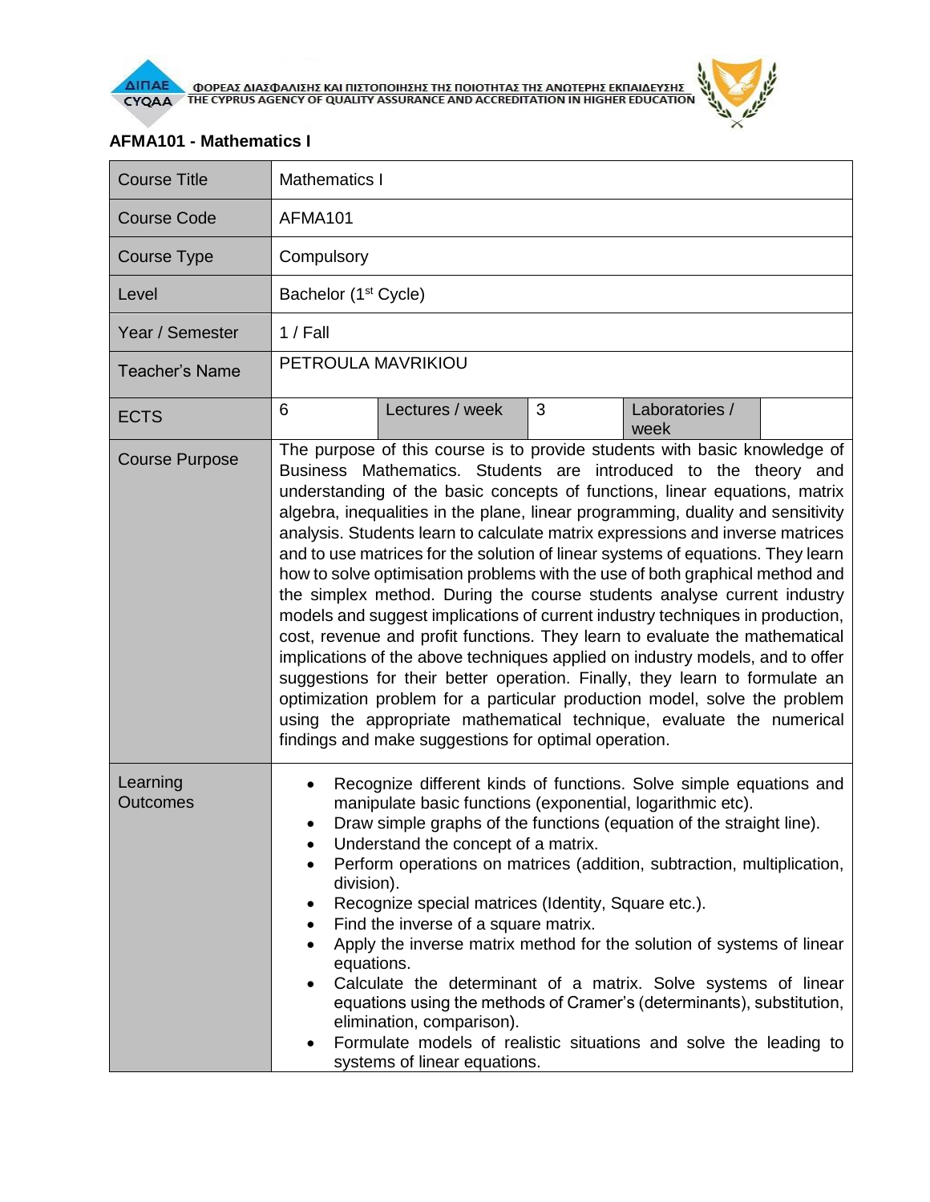ΦΟΡΕΑΣ ΔΙΑΣΦΑΛΙΣΗΣ ΚΑΙ ΠΙΣΤΟΠΟΙΗΣΗΣ ΤΗΣ ΠΟΙΟΤΗΤΑΣ ΤΗΣ ΑΝΩΤΕΡΗΣ ΕΚΠΑΙΔΕΥΣΗΣ
THE CYPRUS AGENCY OF QUALITY ASSURANCE AND ACCREDITATION IN HIGHER EDUCATION

**AFMA101 - Mathematics I**

| Course Title | Mathematics I | | | | |
|---|---|---|---|---|---|
| Course Code | AFMA101 | | | | |
| Course Type | Compulsory | | | | |
| Level | Bachelor (1st Cycle) | | | | |
| Year / Semester | 1 / Fall | | | | |
| Teacher's Name | PETROULA MAVRIKIOU | | | | |
| ECTS | 6 | Lectures / week | 3 | Laboratories / week | |
| Course Purpose | The purpose of this course is to provide students with basic knowledge of Business Mathematics. Students are introduced to the theory and understanding of the basic concepts of functions, linear equations, matrix algebra, inequalities in the plane, linear programming, duality and sensitivity analysis. Students learn to calculate matrix expressions and inverse matrices and to use matrices for the solution of linear systems of equations. They learn how to solve optimisation problems with the use of both graphical method and the simplex method. During the course students analyse current industry models and suggest implications of current industry techniques in production, cost, revenue and profit functions. They learn to evaluate the mathematical implications of the above techniques applied on industry models, and to offer suggestions for their better operation. Finally, they learn to formulate an optimization problem for a particular production model, solve the problem using the appropriate mathematical technique, evaluate the numerical findings and make suggestions for optimal operation. | | | | |
| Learning Outcomes | • Recognize different kinds of functions. Solve simple equations and manipulate basic functions (exponential, logarithmic etc).<br>• Draw simple graphs of the functions (equation of the straight line).<br>• Understand the concept of a matrix.<br>• Perform operations on matrices (addition, subtraction, multiplication, division).<br>• Recognize special matrices (Identity, Square etc.).<br>• Find the inverse of a square matrix.<br>• Apply the inverse matrix method for the solution of systems of linear equations.<br>• Calculate the determinant of a matrix. Solve systems of linear equations using the methods of Cramer's (determinants), substitution, elimination, comparison).<br>• Formulate models of realistic situations and solve the leading to systems of linear equations. | | | | |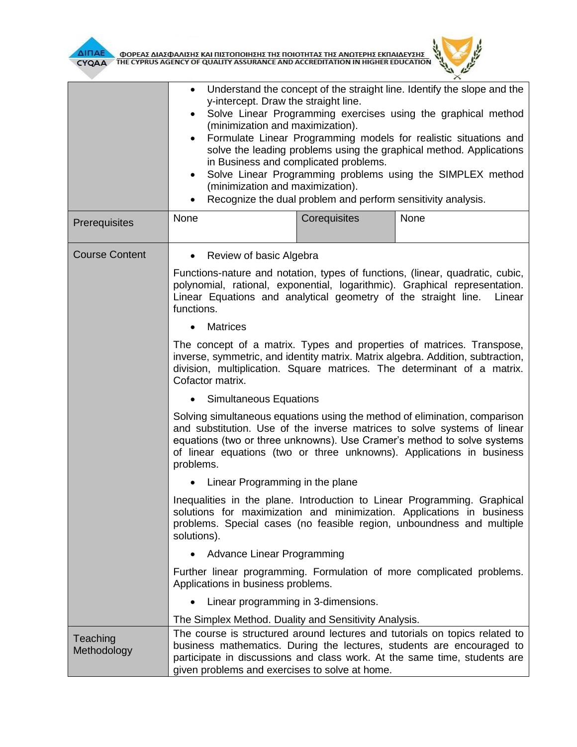|  |  |  |  |
|---|---|---|---|
|  | • Understand the concept of the straight line. Identify the slope and the y-intercept. Draw the straight line.<br>• Solve Linear Programming exercises using the graphical method (minimization and maximization).<br>• Formulate Linear Programming models for realistic situations and solve the leading problems using the graphical method. Applications in Business and complicated problems.<br>• Solve Linear Programming problems using the SIMPLEX method (minimization and maximization).<br>• Recognize the dual problem and perform sensitivity analysis. | | |
| Prerequisites | None | Corequisites | None |
| Course Content | • Review of basic Algebra<br><br>Functions-nature and notation, types of functions, (linear, quadratic, cubic, polynomial, rational, exponential, logarithmic). Graphical representation. Linear Equations and analytical geometry of the straight line. Linear functions.<br><br>• Matrices<br><br>The concept of a matrix. Types and properties of matrices. Transpose, inverse, symmetric, and identity matrix. Matrix algebra. Addition, subtraction, division, multiplication. Square matrices. The determinant of a matrix. Cofactor matrix.<br><br>• Simultaneous Equations<br><br>Solving simultaneous equations using the method of elimination, comparison and substitution. Use of the inverse matrices to solve systems of linear equations (two or three unknowns). Use Cramer's method to solve systems of linear equations (two or three unknowns). Applications in business problems.<br><br>• Linear Programming in the plane<br><br>Inequalities in the plane. Introduction to Linear Programming. Graphical solutions for maximization and minimization. Applications in business problems. Special cases (no feasible region, unboundness and multiple solutions).<br><br>• Advance Linear Programming<br><br>Further linear programming. Formulation of more complicated problems. Applications in business problems.<br><br>• Linear programming in 3-dimensions.<br><br>The Simplex Method. Duality and Sensitivity Analysis. | | |
| Teaching Methodology | The course is structured around lectures and tutorials on topics related to business mathematics. During the lectures, students are encouraged to participate in discussions and class work. At the same time, students are given problems and exercises to solve at home. | | |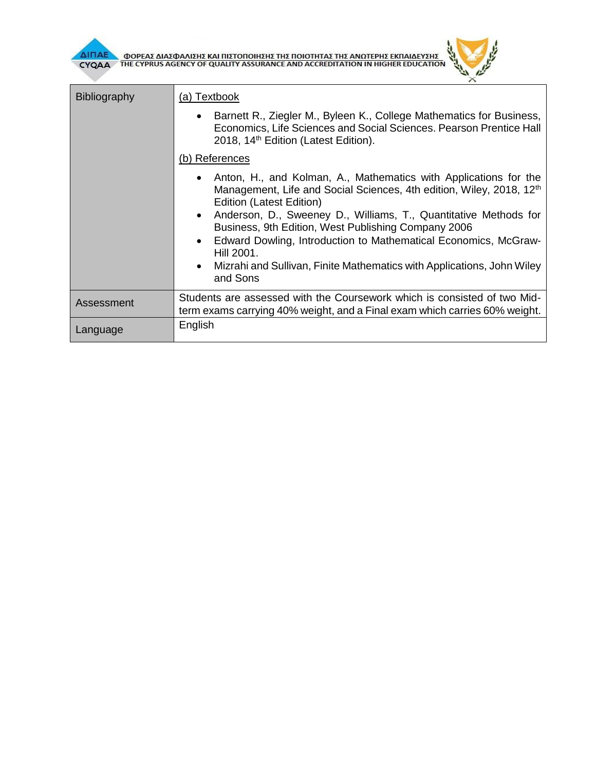| | |
|---|---|
| Bibliography | (a) Textbook<br>• Barnett R., Ziegler M., Byleen K., College Mathematics for Business, Economics, Life Sciences and Social Sciences. Pearson Prentice Hall 2018, 14th Edition (Latest Edition).<br>(b) References<br>• Anton, H., and Kolman, A., Mathematics with Applications for the Management, Life and Social Sciences, 4th edition, Wiley, 2018, 12th Edition (Latest Edition)<br>• Anderson, D., Sweeney D., Williams, T., Quantitative Methods for Business, 9th Edition, West Publishing Company 2006<br>• Edward Dowling, Introduction to Mathematical Economics, McGraw-Hill 2001.<br>• Mizrahi and Sullivan, Finite Mathematics with Applications, John Wiley and Sons |
| Assessment | Students are assessed with the Coursework which is consisted of two Mid-term exams carrying 40% weight, and a Final exam which carries 60% weight. |
| Language | English |